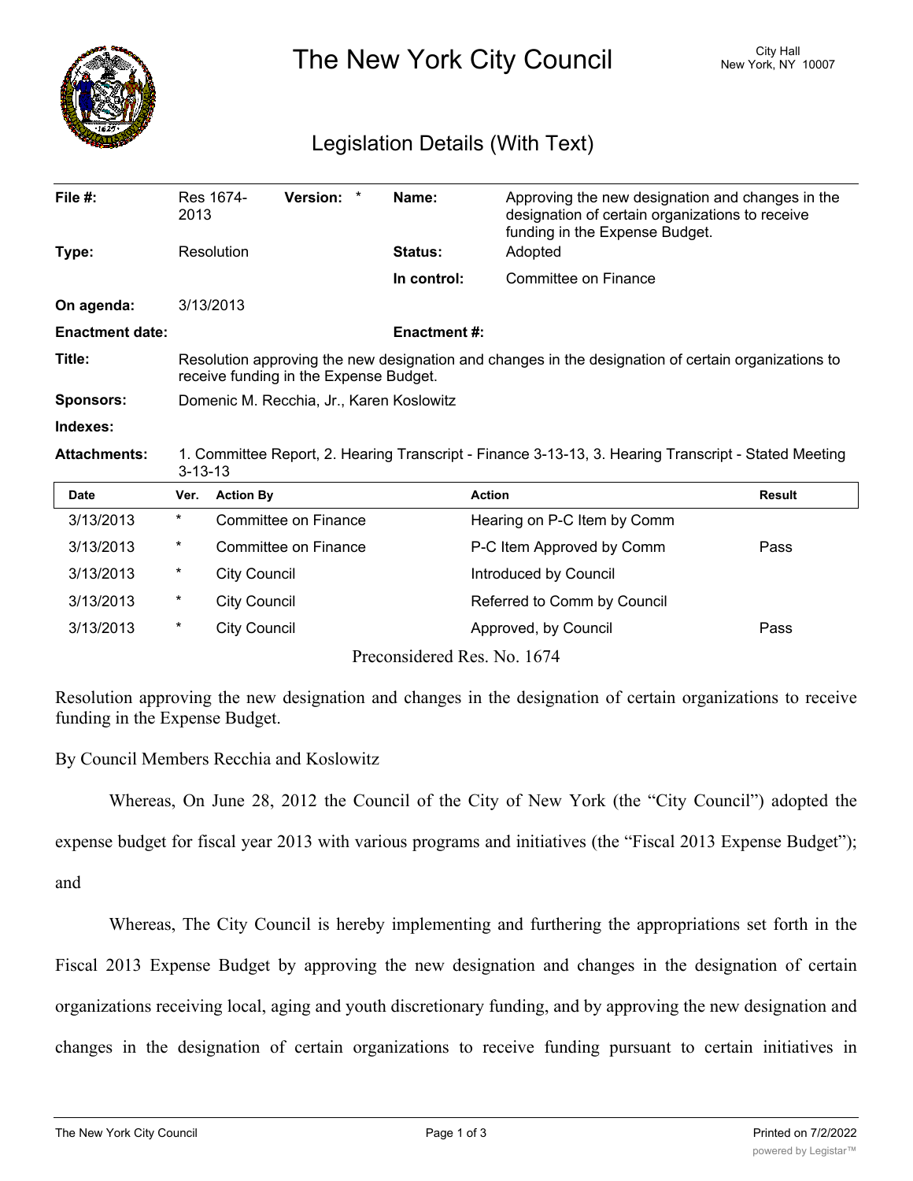# The New York City Council

City Hall
New York, NY 10007

## Legislation Details (With Text)

| | | | |
|---|---|---|---|
| **File #:** | Res 1674-2013 **Version:** * | **Name:** | Approving the new designation and changes in the designation of certain organizations to receive funding in the Expense Budget. |
| **Type:** | Resolution | **Status:** | Adopted |
| | | **In control:** | Committee on Finance |
| **On agenda:** | 3/13/2013 | | |
| **Enactment date:** | | **Enactment #:** | |

**Title:** Resolution approving the new designation and changes in the designation of certain organizations to receive funding in the Expense Budget.

**Sponsors:** Domenic M. Recchia, Jr., Karen Koslowitz

**Indexes:**

**Attachments:** 1. Committee Report, 2. Hearing Transcript - Finance 3-13-13, 3. Hearing Transcript - Stated Meeting 3-13-13

| Date | Ver. | Action By | Action | Result |
|---|---|---|---|---|
| 3/13/2013 | * | Committee on Finance | Hearing on P-C Item by Comm | |
| 3/13/2013 | * | Committee on Finance | P-C Item Approved by Comm | Pass |
| 3/13/2013 | * | City Council | Introduced by Council | |
| 3/13/2013 | * | City Council | Referred to Comm by Council | |
| 3/13/2013 | * | City Council | Approved, by Council | Pass |

Preconsidered Res. No. 1674

Resolution approving the new designation and changes in the designation of certain organizations to receive funding in the Expense Budget.

By Council Members Recchia and Koslowitz

Whereas, On June 28, 2012 the Council of the City of New York (the "City Council") adopted the expense budget for fiscal year 2013 with various programs and initiatives (the "Fiscal 2013 Expense Budget"); and

Whereas, The City Council is hereby implementing and furthering the appropriations set forth in the Fiscal 2013 Expense Budget by approving the new designation and changes in the designation of certain organizations receiving local, aging and youth discretionary funding, and by approving the new designation and changes in the designation of certain organizations to receive funding pursuant to certain initiatives in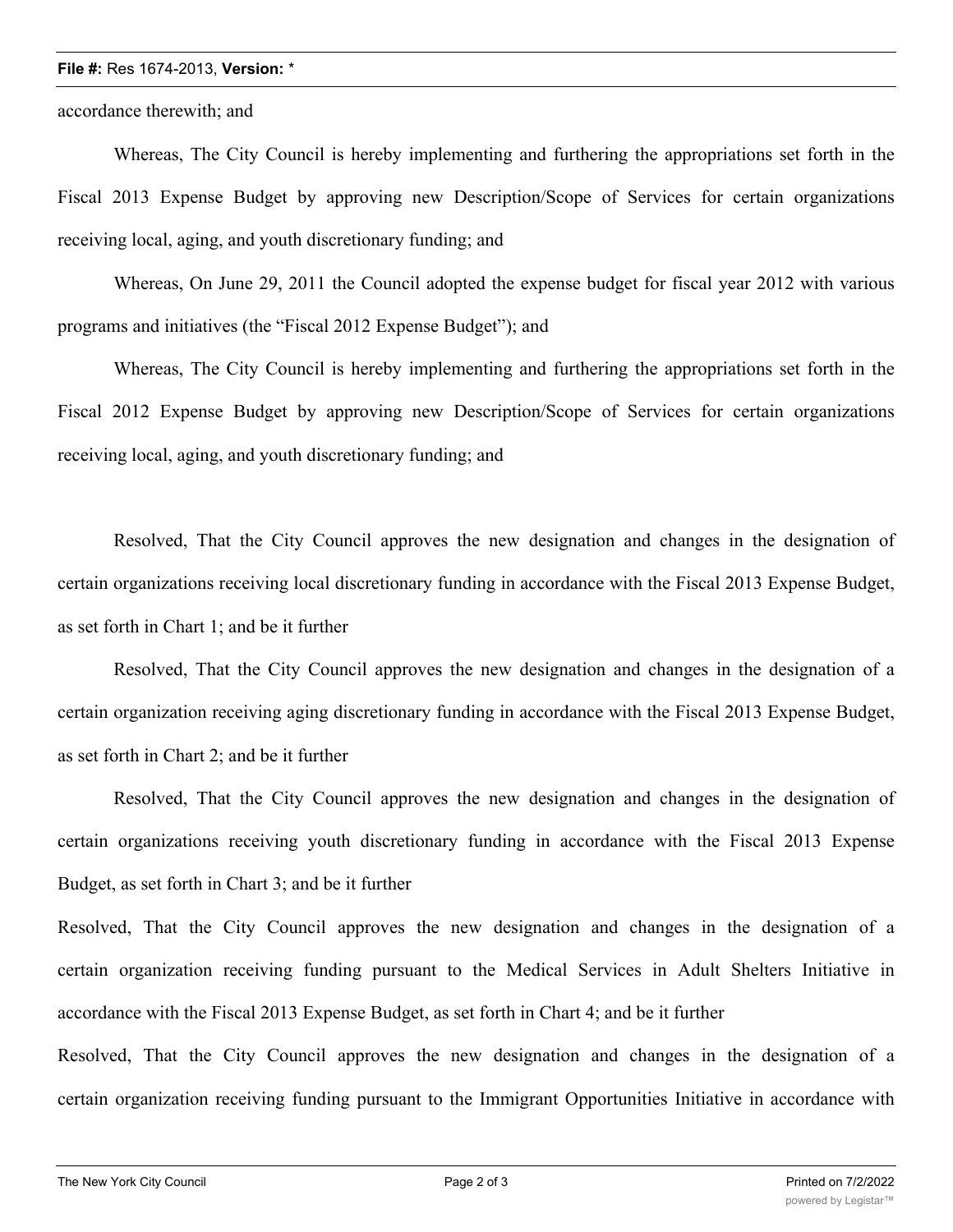accordance therewith; and

Whereas, The City Council is hereby implementing and furthering the appropriations set forth in the Fiscal 2013 Expense Budget by approving new Description/Scope of Services for certain organizations receiving local, aging, and youth discretionary funding; and

Whereas, On June 29, 2011 the Council adopted the expense budget for fiscal year 2012 with various programs and initiatives (the "Fiscal 2012 Expense Budget"); and

Whereas, The City Council is hereby implementing and furthering the appropriations set forth in the Fiscal 2012 Expense Budget by approving new Description/Scope of Services for certain organizations receiving local, aging, and youth discretionary funding; and

Resolved, That the City Council approves the new designation and changes in the designation of certain organizations receiving local discretionary funding in accordance with the Fiscal 2013 Expense Budget, as set forth in Chart 1; and be it further

Resolved, That the City Council approves the new designation and changes in the designation of a certain organization receiving aging discretionary funding in accordance with the Fiscal 2013 Expense Budget, as set forth in Chart 2; and be it further

Resolved, That the City Council approves the new designation and changes in the designation of certain organizations receiving youth discretionary funding in accordance with the Fiscal 2013 Expense Budget, as set forth in Chart 3; and be it further

Resolved, That the City Council approves the new designation and changes in the designation of a certain organization receiving funding pursuant to the Medical Services in Adult Shelters Initiative in accordance with the Fiscal 2013 Expense Budget, as set forth in Chart 4; and be it further

Resolved, That the City Council approves the new designation and changes in the designation of a certain organization receiving funding pursuant to the Immigrant Opportunities Initiative in accordance with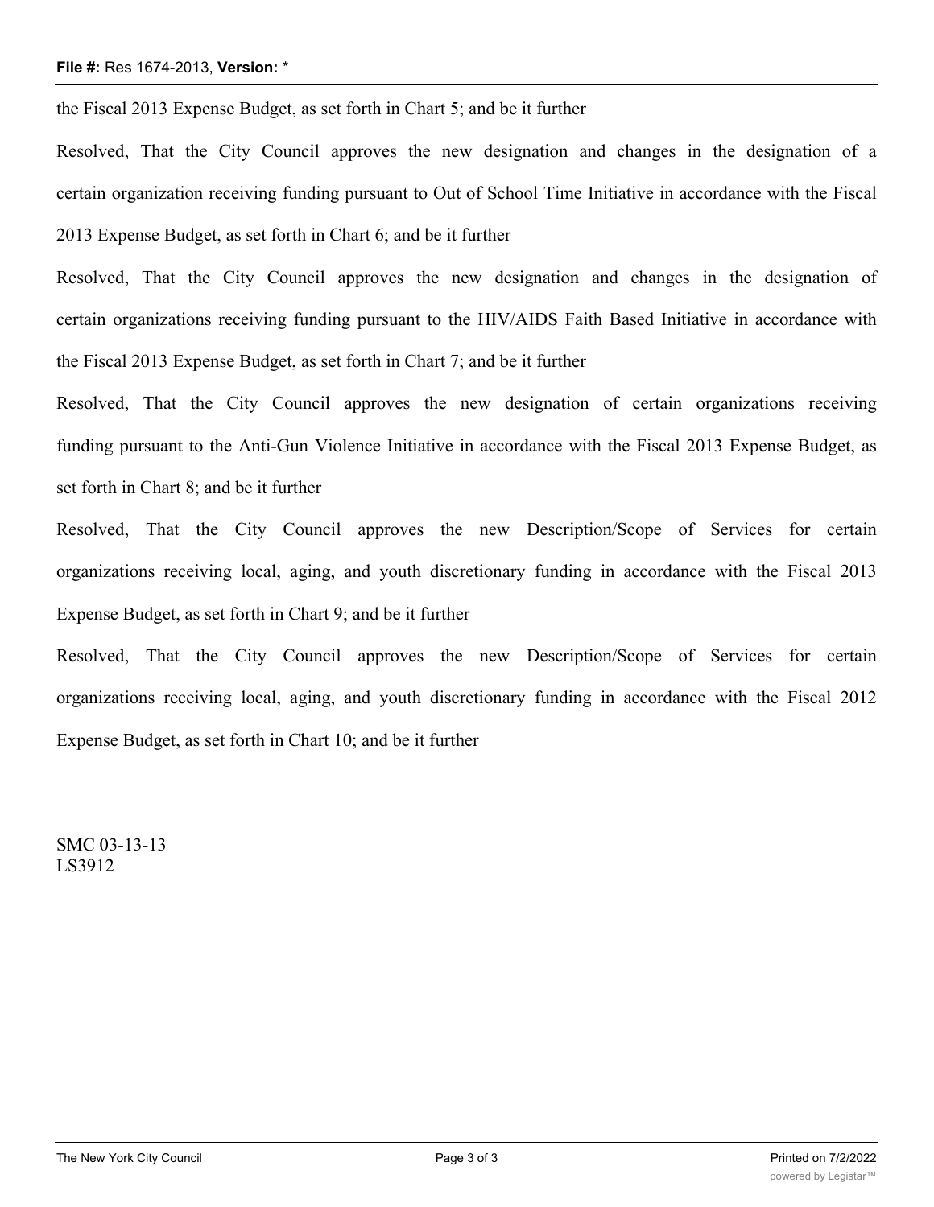the Fiscal 2013 Expense Budget, as set forth in Chart 5; and be it further

Resolved, That the City Council approves the new designation and changes in the designation of a certain organization receiving funding pursuant to Out of School Time Initiative in accordance with the Fiscal 2013 Expense Budget, as set forth in Chart 6; and be it further

Resolved, That the City Council approves the new designation and changes in the designation of certain organizations receiving funding pursuant to the HIV/AIDS Faith Based Initiative in accordance with the Fiscal 2013 Expense Budget, as set forth in Chart 7; and be it further

Resolved, That the City Council approves the new designation of certain organizations receiving funding pursuant to the Anti-Gun Violence Initiative in accordance with the Fiscal 2013 Expense Budget, as set forth in Chart 8; and be it further

Resolved, That the City Council approves the new Description/Scope of Services for certain organizations receiving local, aging, and youth discretionary funding in accordance with the Fiscal 2013 Expense Budget, as set forth in Chart 9; and be it further

Resolved, That the City Council approves the new Description/Scope of Services for certain organizations receiving local, aging, and youth discretionary funding in accordance with the Fiscal 2012 Expense Budget, as set forth in Chart 10; and be it further

SMC 03-13-13
LS3912